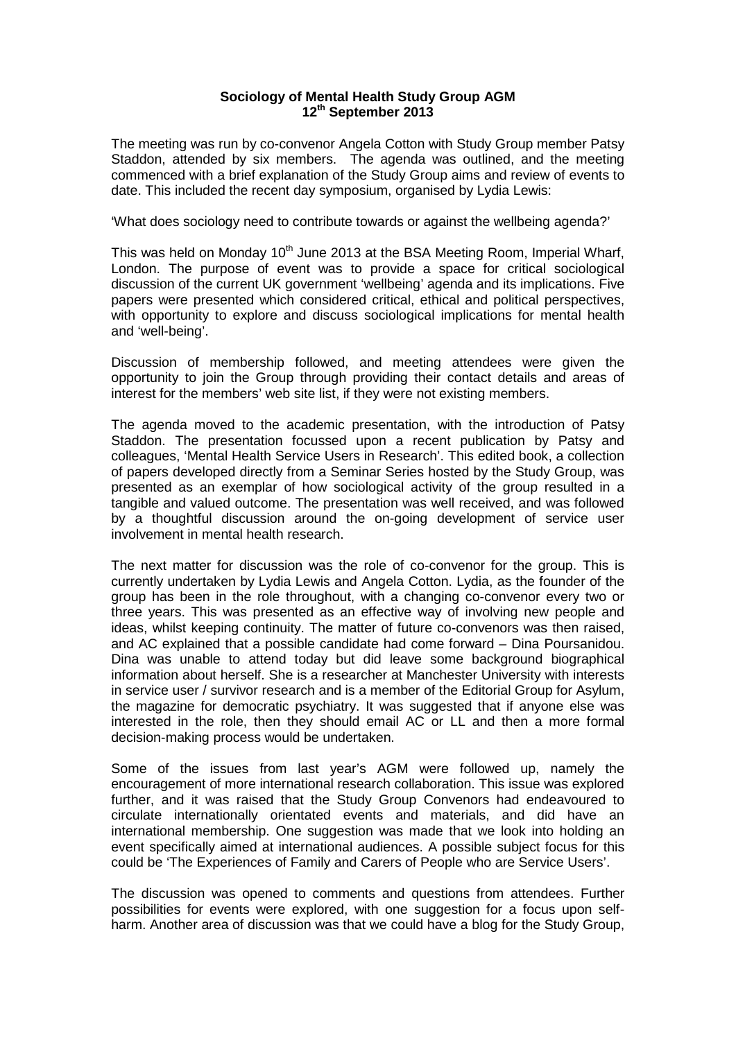**Sociology of Mental Health Study Group AGM**
**12th September 2013**

The meeting was run by co-convenor Angela Cotton with Study Group member Patsy Staddon, attended by six members. The agenda was outlined, and the meeting commenced with a brief explanation of the Study Group aims and review of events to date. This included the recent day symposium, organised by Lydia Lewis:

'What does sociology need to contribute towards or against the wellbeing agenda?'

This was held on Monday 10th June 2013 at the BSA Meeting Room, Imperial Wharf, London. The purpose of event was to provide a space for critical sociological discussion of the current UK government 'wellbeing' agenda and its implications. Five papers were presented which considered critical, ethical and political perspectives, with opportunity to explore and discuss sociological implications for mental health and 'well-being'.

Discussion of membership followed, and meeting attendees were given the opportunity to join the Group through providing their contact details and areas of interest for the members' web site list, if they were not existing members.

The agenda moved to the academic presentation, with the introduction of Patsy Staddon. The presentation focussed upon a recent publication by Patsy and colleagues, 'Mental Health Service Users in Research'. This edited book, a collection of papers developed directly from a Seminar Series hosted by the Study Group, was presented as an exemplar of how sociological activity of the group resulted in a tangible and valued outcome. The presentation was well received, and was followed by a thoughtful discussion around the on-going development of service user involvement in mental health research.

The next matter for discussion was the role of co-convenor for the group. This is currently undertaken by Lydia Lewis and Angela Cotton. Lydia, as the founder of the group has been in the role throughout, with a changing co-convenor every two or three years. This was presented as an effective way of involving new people and ideas, whilst keeping continuity. The matter of future co-convenors was then raised, and AC explained that a possible candidate had come forward – Dina Poursanidou. Dina was unable to attend today but did leave some background biographical information about herself. She is a researcher at Manchester University with interests in service user / survivor research and is a member of the Editorial Group for Asylum, the magazine for democratic psychiatry. It was suggested that if anyone else was interested in the role, then they should email AC or LL and then a more formal decision-making process would be undertaken.

Some of the issues from last year's AGM were followed up, namely the encouragement of more international research collaboration. This issue was explored further, and it was raised that the Study Group Convenors had endeavoured to circulate internationally orientated events and materials, and did have an international membership. One suggestion was made that we look into holding an event specifically aimed at international audiences. A possible subject focus for this could be 'The Experiences of Family and Carers of People who are Service Users'.

The discussion was opened to comments and questions from attendees. Further possibilities for events were explored, with one suggestion for a focus upon self-harm. Another area of discussion was that we could have a blog for the Study Group,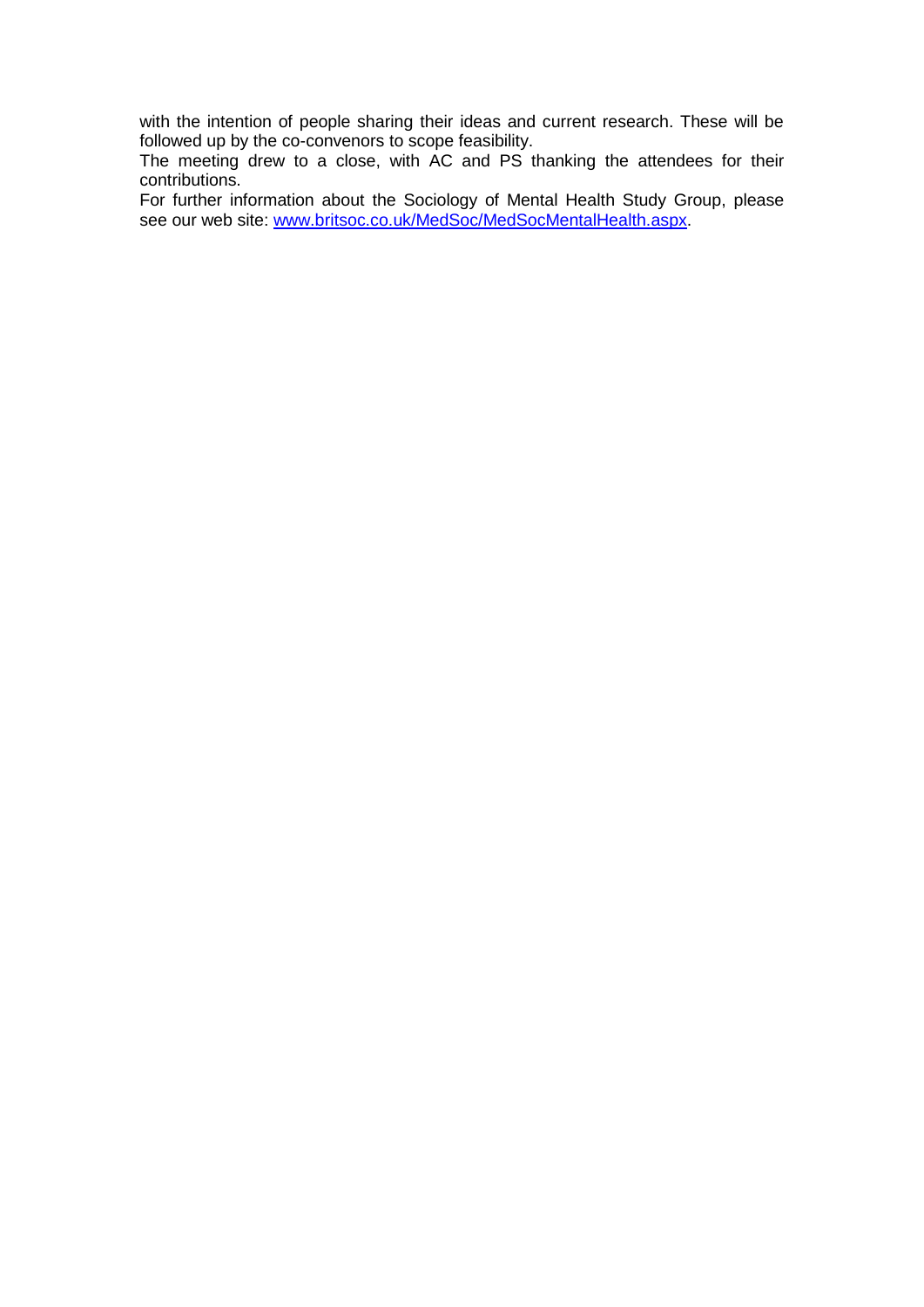with the intention of people sharing their ideas and current research. These will be followed up by the co-convenors to scope feasibility.

The meeting drew to a close, with AC and PS thanking the attendees for their contributions.

For further information about the Sociology of Mental Health Study Group, please see our web site: [www.britsoc.co.uk/MedSoc/MedSocMentalHealth.aspx](http://www.britsoc.co.uk/MedSoc/MedSocMentalHealth.aspx).